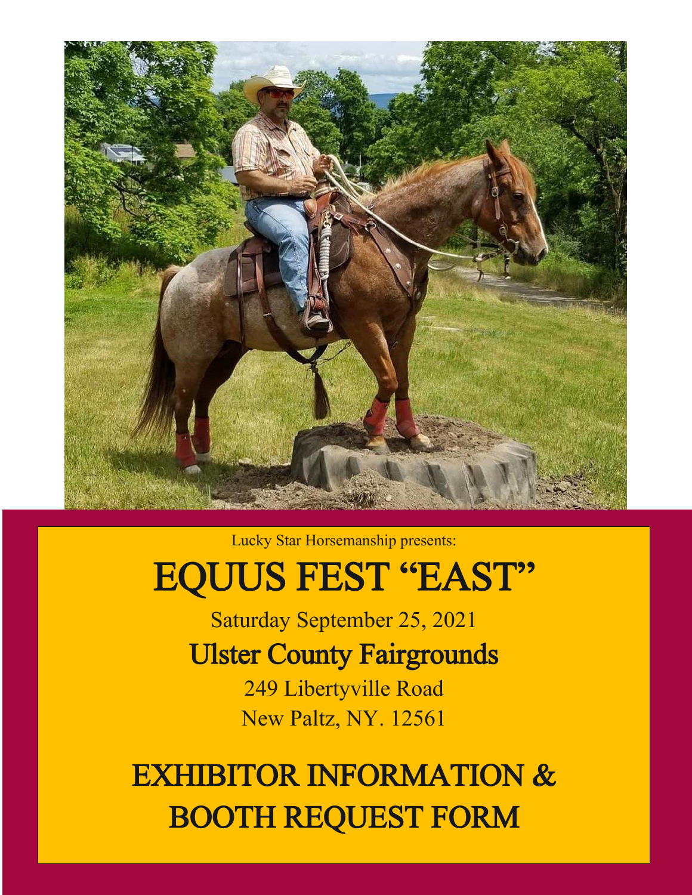Lucky Star Horsemanship presents:

# EQUUS FEST "EAST"

Saturday September 25, 2021

## Ulster County Fairgrounds

249 Libertyville Road
New Paltz, NY. 12561

# EXHIBITOR INFORMATION & BOOTH REQUEST FORM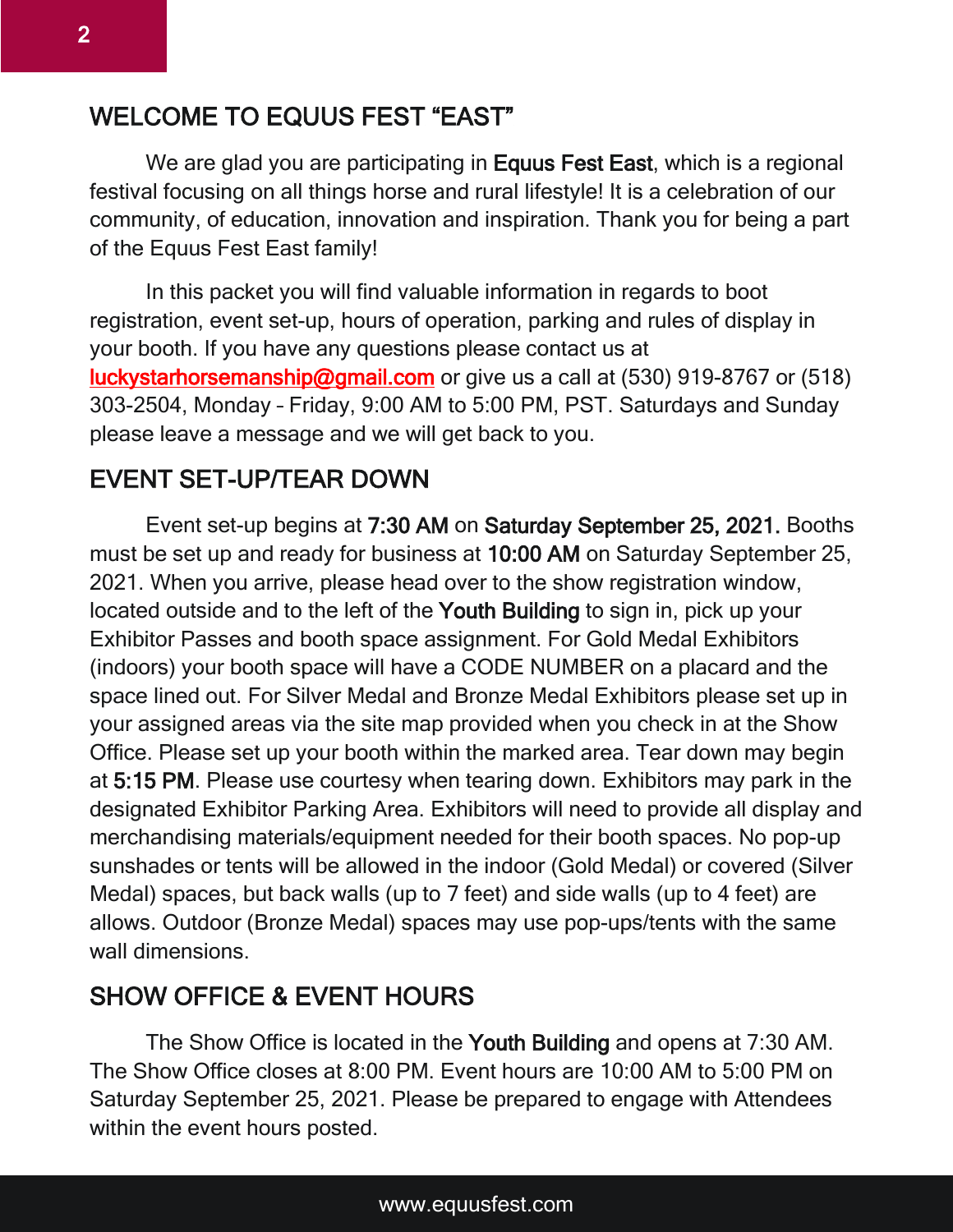## WELCOME TO EQUUS FEST “EAST”

We are glad you are participating in **Equus Fest East**, which is a regional festival focusing on all things horse and rural lifestyle! It is a celebration of our community, of education, innovation and inspiration. Thank you for being a part of the Equus Fest East family!

In this packet you will find valuable information in regards to boot registration, event set-up, hours of operation, parking and rules of display in your booth. If you have any questions please contact us at luckystarhorsemanship@gmail.com or give us a call at (530) 919-8767 or (518) 303-2504, Monday – Friday, 9:00 AM to 5:00 PM, PST. Saturdays and Sunday please leave a message and we will get back to you.

## EVENT SET-UP/TEAR DOWN

Event set-up begins at **7:30 AM** on **Saturday September 25, 2021.** Booths must be set up and ready for business at **10:00 AM** on Saturday September 25, 2021. When you arrive, please head over to the show registration window, located outside and to the left of the **Youth Building** to sign in, pick up your Exhibitor Passes and booth space assignment. For Gold Medal Exhibitors (indoors) your booth space will have a CODE NUMBER on a placard and the space lined out. For Silver Medal and Bronze Medal Exhibitors please set up in your assigned areas via the site map provided when you check in at the Show Office. Please set up your booth within the marked area. Tear down may begin at **5:15 PM**. Please use courtesy when tearing down. Exhibitors may park in the designated Exhibitor Parking Area. Exhibitors will need to provide all display and merchandising materials/equipment needed for their booth spaces. No pop-up sunshades or tents will be allowed in the indoor (Gold Medal) or covered (Silver Medal) spaces, but back walls (up to 7 feet) and side walls (up to 4 feet) are allows. Outdoor (Bronze Medal) spaces may use pop-ups/tents with the same wall dimensions.

## SHOW OFFICE & EVENT HOURS

The Show Office is located in the **Youth Building** and opens at 7:30 AM. The Show Office closes at 8:00 PM. Event hours are 10:00 AM to 5:00 PM on Saturday September 25, 2021. Please be prepared to engage with Attendees within the event hours posted.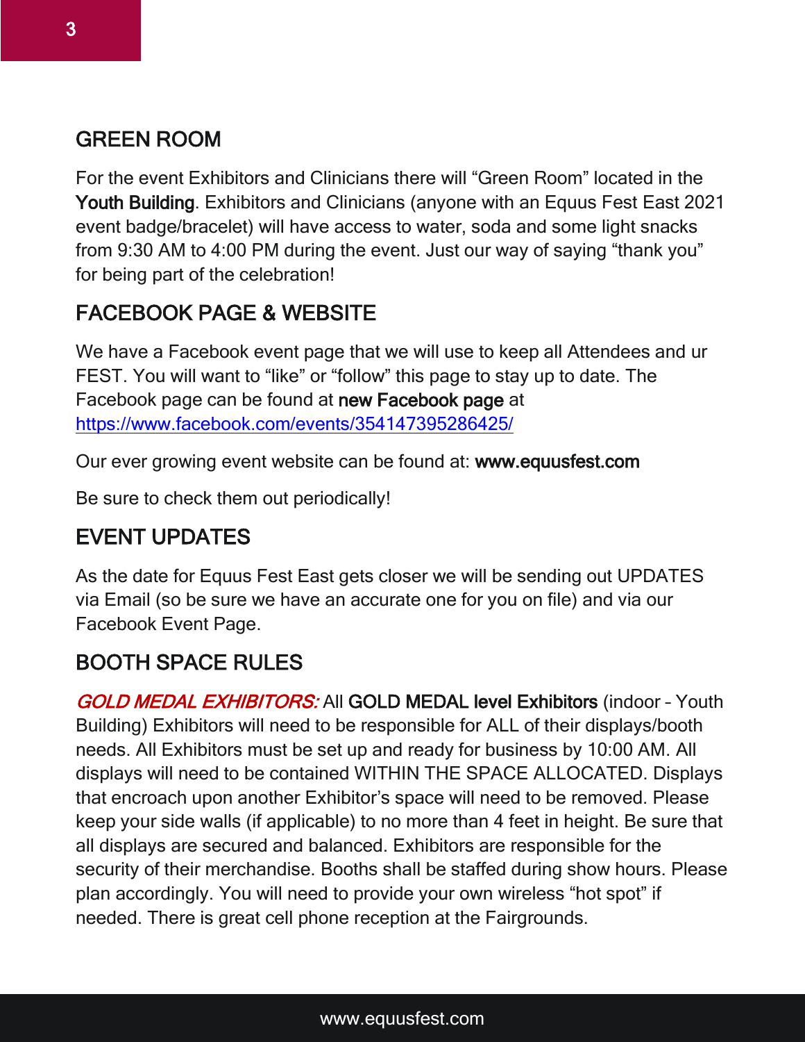## GREEN ROOM

For the event Exhibitors and Clinicians there will "Green Room" located in the **Youth Building**. Exhibitors and Clinicians (anyone with an Equus Fest East 2021 event badge/bracelet) will have access to water, soda and some light snacks from 9:30 AM to 4:00 PM during the event. Just our way of saying "thank you" for being part of the celebration!

## FACEBOOK PAGE & WEBSITE

We have a Facebook event page that we will use to keep all Attendees and ur FEST. You will want to "like" or "follow" this page to stay up to date. The Facebook page can be found at **new Facebook page** at https://www.facebook.com/events/354147395286425/

Our ever growing event website can be found at: **www.equusfest.com**

Be sure to check them out periodically!

## EVENT UPDATES

As the date for Equus Fest East gets closer we will be sending out UPDATES via Email (so be sure we have an accurate one for you on file) and via our Facebook Event Page.

## BOOTH SPACE RULES

*GOLD MEDAL EXHIBITORS:* All **GOLD MEDAL level Exhibitors** (indoor – Youth Building) Exhibitors will need to be responsible for ALL of their displays/booth needs. All Exhibitors must be set up and ready for business by 10:00 AM. All displays will need to be contained WITHIN THE SPACE ALLOCATED. Displays that encroach upon another Exhibitor's space will need to be removed. Please keep your side walls (if applicable) to no more than 4 feet in height. Be sure that all displays are secured and balanced. Exhibitors are responsible for the security of their merchandise. Booths shall be staffed during show hours. Please plan accordingly. You will need to provide your own wireless "hot spot" if needed. There is great cell phone reception at the Fairgrounds.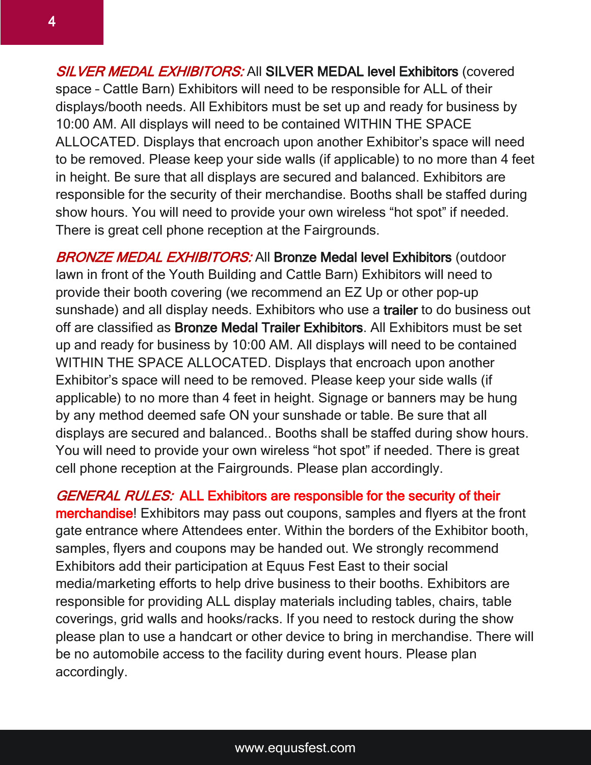***SILVER MEDAL EXHIBITORS:*** All **SILVER MEDAL level Exhibitors** (covered space – Cattle Barn) Exhibitors will need to be responsible for ALL of their displays/booth needs. All Exhibitors must be set up and ready for business by 10:00 AM. All displays will need to be contained WITHIN THE SPACE ALLOCATED. Displays that encroach upon another Exhibitor's space will need to be removed. Please keep your side walls (if applicable) to no more than 4 feet in height. Be sure that all displays are secured and balanced. Exhibitors are responsible for the security of their merchandise. Booths shall be staffed during show hours. You will need to provide your own wireless "hot spot" if needed. There is great cell phone reception at the Fairgrounds.

***BRONZE MEDAL EXHIBITORS:*** All **Bronze Medal level Exhibitors** (outdoor lawn in front of the Youth Building and Cattle Barn) Exhibitors will need to provide their booth covering (we recommend an EZ Up or other pop-up sunshade) and all display needs. Exhibitors who use a **trailer** to do business out off are classified as **Bronze Medal Trailer Exhibitors**. All Exhibitors must be set up and ready for business by 10:00 AM. All displays will need to be contained WITHIN THE SPACE ALLOCATED. Displays that encroach upon another Exhibitor's space will need to be removed. Please keep your side walls (if applicable) to no more than 4 feet in height. Signage or banners may be hung by any method deemed safe ON your sunshade or table. Be sure that all displays are secured and balanced.. Booths shall be staffed during show hours. You will need to provide your own wireless "hot spot" if needed. There is great cell phone reception at the Fairgrounds. Please plan accordingly.

***GENERAL RULES:*** **ALL Exhibitors are responsible for the security of their merchandise**! Exhibitors may pass out coupons, samples and flyers at the front gate entrance where Attendees enter. Within the borders of the Exhibitor booth, samples, flyers and coupons may be handed out. We strongly recommend Exhibitors add their participation at Equus Fest East to their social media/marketing efforts to help drive business to their booths. Exhibitors are responsible for providing ALL display materials including tables, chairs, table coverings, grid walls and hooks/racks. If you need to restock during the show please plan to use a handcart or other device to bring in merchandise. There will be no automobile access to the facility during event hours. Please plan accordingly.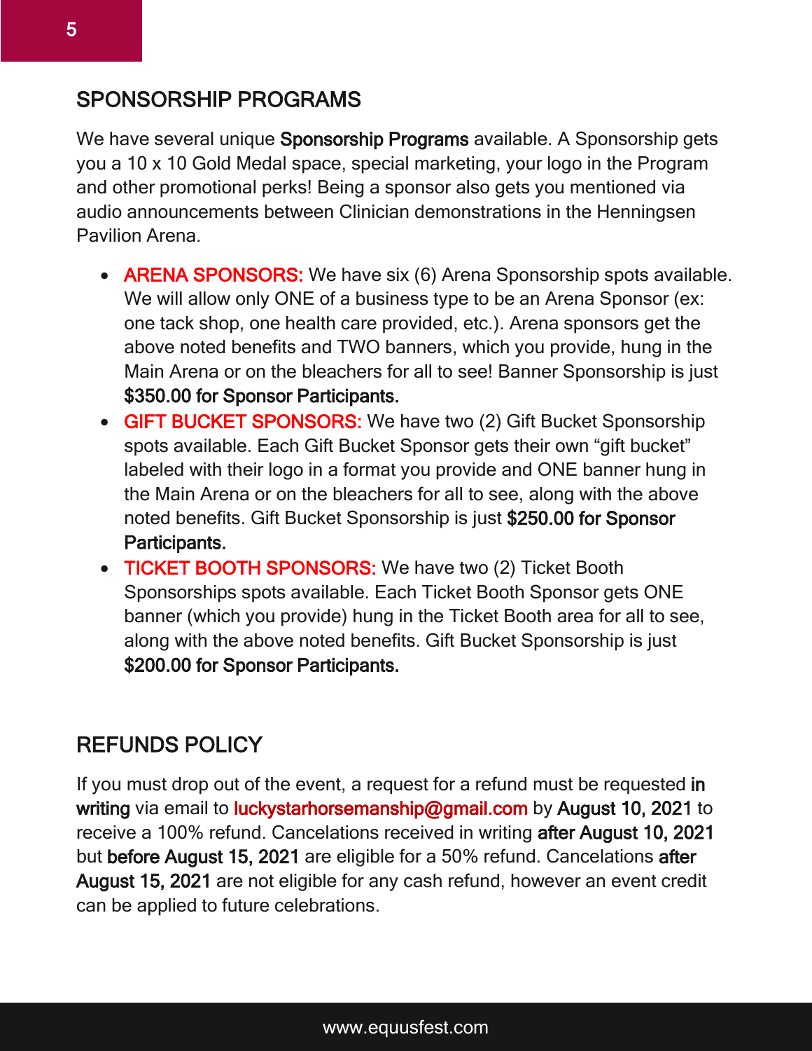## SPONSORSHIP PROGRAMS

We have several unique **Sponsorship Programs** available. A Sponsorship gets you a 10 x 10 Gold Medal space, special marketing, your logo in the Program and other promotional perks! Being a sponsor also gets you mentioned via audio announcements between Clinician demonstrations in the Henningsen Pavilion Arena.

- **ARENA SPONSORS:** We have six (6) Arena Sponsorship spots available. We will allow only ONE of a business type to be an Arena Sponsor (ex: one tack shop, one health care provided, etc.). Arena sponsors get the above noted benefits and TWO banners, which you provide, hung in the Main Arena or on the bleachers for all to see! Banner Sponsorship is just **$350.00 for Sponsor Participants.**
- **GIFT BUCKET SPONSORS:** We have two (2) Gift Bucket Sponsorship spots available. Each Gift Bucket Sponsor gets their own "gift bucket" labeled with their logo in a format you provide and ONE banner hung in the Main Arena or on the bleachers for all to see, along with the above noted benefits. Gift Bucket Sponsorship is just **$250.00 for Sponsor Participants.**
- **TICKET BOOTH SPONSORS:** We have two (2) Ticket Booth Sponsorships spots available. Each Ticket Booth Sponsor gets ONE banner (which you provide) hung in the Ticket Booth area for all to see, along with the above noted benefits. Gift Bucket Sponsorship is just **$200.00 for Sponsor Participants.**

## REFUNDS POLICY

If you must drop out of the event, a request for a refund must be requested **in writing** via email to luckystarhorsemanship@gmail.com by **August 10, 2021** to receive a 100% refund. Cancelations received in writing **after August 10, 2021** but **before August 15, 2021** are eligible for a 50% refund. Cancelations **after August 15, 2021** are not eligible for any cash refund, however an event credit can be applied to future celebrations.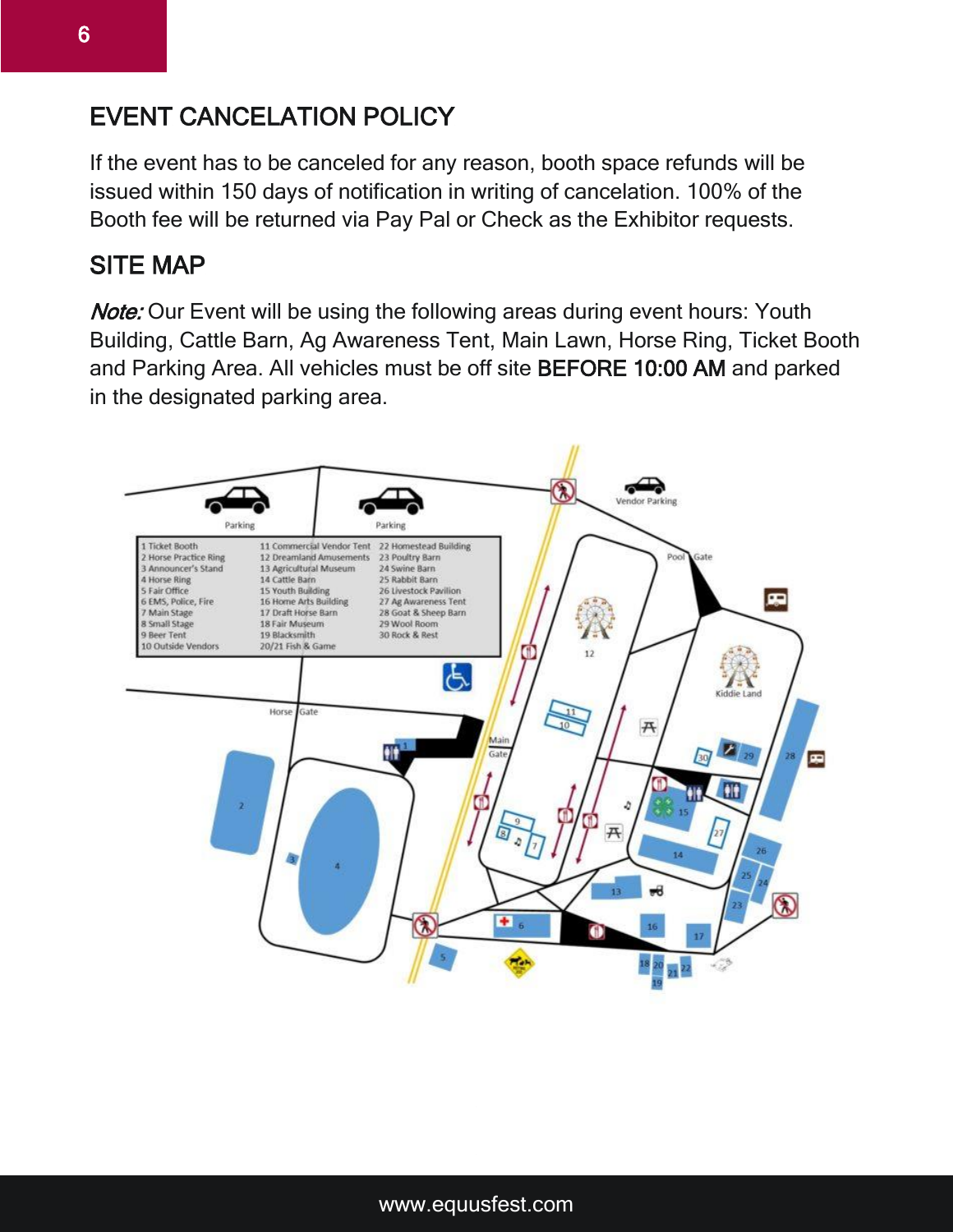## EVENT CANCELATION POLICY

If the event has to be canceled for any reason, booth space refunds will be issued within 150 days of notification in writing of cancelation. 100% of the Booth fee will be returned via Pay Pal or Check as the Exhibitor requests.

## SITE MAP

*Note:* Our Event will be using the following areas during event hours: Youth Building, Cattle Barn, Ag Awareness Tent, Main Lawn, Horse Ring, Ticket Booth and Parking Area. All vehicles must be off site **BEFORE 10:00 AM** and parked in the designated parking area.

1 Ticket Booth
2 Horse Practice Ring
3 Announcer's Stand
4 Horse Ring
5 Fair Office
6 EMS, Police, Fire
7 Main Stage
8 Small Stage
9 Beer Tent
10 Outside Vendors
11 Commercial Vendor Tent
12 Dreamland Amusements
13 Agricultural Museum
14 Cattle Barn
15 Youth Building
16 Home Arts Building
17 Draft Horse Barn
18 Fair Museum
19 Blacksmith
20/21 Fish & Game
22 Homestead Building
23 Poultry Barn
24 Swine Barn
25 Rabbit Barn
26 Livestock Pavilion
27 Ag Awareness Tent
28 Goat & Sheep Barn
29 Wool Room
30 Rock & Rest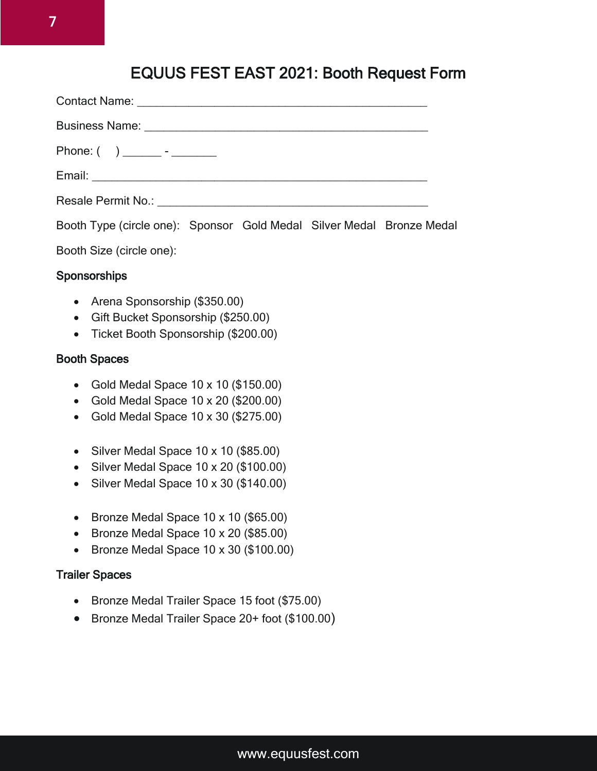# EQUUS FEST EAST 2021: Booth Request Form

Contact Name: ______________________________________________

Business Name: ____________________________________________

Phone: (     ) ______ - _______

Email: ___________________________________________________

Resale Permit No.: __________________________________________

Booth Type (circle one):   Sponsor   Gold Medal   Silver Medal   Bronze Medal

Booth Size (circle one):

### Sponsorships

- Arena Sponsorship ($350.00)
- Gift Bucket Sponsorship ($250.00)
- Ticket Booth Sponsorship ($200.00)

### Booth Spaces

- Gold Medal Space 10 x 10 ($150.00)
- Gold Medal Space 10 x 20 ($200.00)
- Gold Medal Space 10 x 30 ($275.00)

- Silver Medal Space 10 x 10 ($85.00)
- Silver Medal Space 10 x 20 ($100.00)
- Silver Medal Space 10 x 30 ($140.00)

- Bronze Medal Space 10 x 10 ($65.00)
- Bronze Medal Space 10 x 20 ($85.00)
- Bronze Medal Space 10 x 30 ($100.00)

### Trailer Spaces

- Bronze Medal Trailer Space 15 foot ($75.00)
- Bronze Medal Trailer Space 20+ foot ($100.00)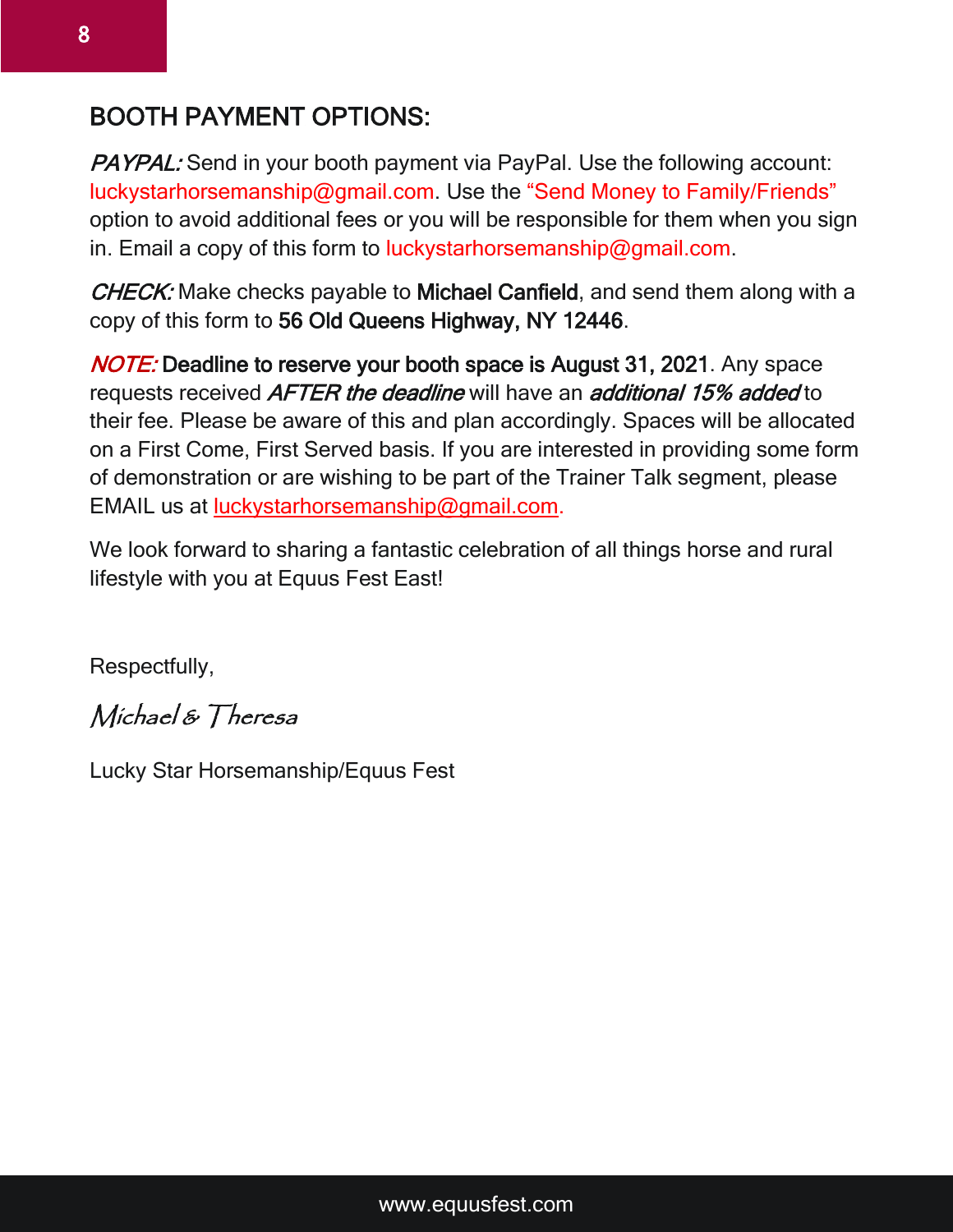## BOOTH PAYMENT OPTIONS:

*PAYPAL:* Send in your booth payment via PayPal. Use the following account: luckystarhorsemanship@gmail.com. Use the "Send Money to Family/Friends" option to avoid additional fees or you will be responsible for them when you sign in. Email a copy of this form to luckystarhorsemanship@gmail.com.

*CHECK:* Make checks payable to **Michael Canfield**, and send them along with a copy of this form to **56 Old Queens Highway, NY 12446**.

*NOTE:* **Deadline to reserve your booth space is August 31, 2021**. Any space requests received ***AFTER the deadline*** will have an ***additional 15% added*** to their fee. Please be aware of this and plan accordingly. Spaces will be allocated on a First Come, First Served basis. If you are interested in providing some form of demonstration or are wishing to be part of the Trainer Talk segment, please EMAIL us at luckystarhorsemanship@gmail.com.

We look forward to sharing a fantastic celebration of all things horse and rural lifestyle with you at Equus Fest East!

Respectfully,

*Michael & Theresa*

Lucky Star Horsemanship/Equus Fest